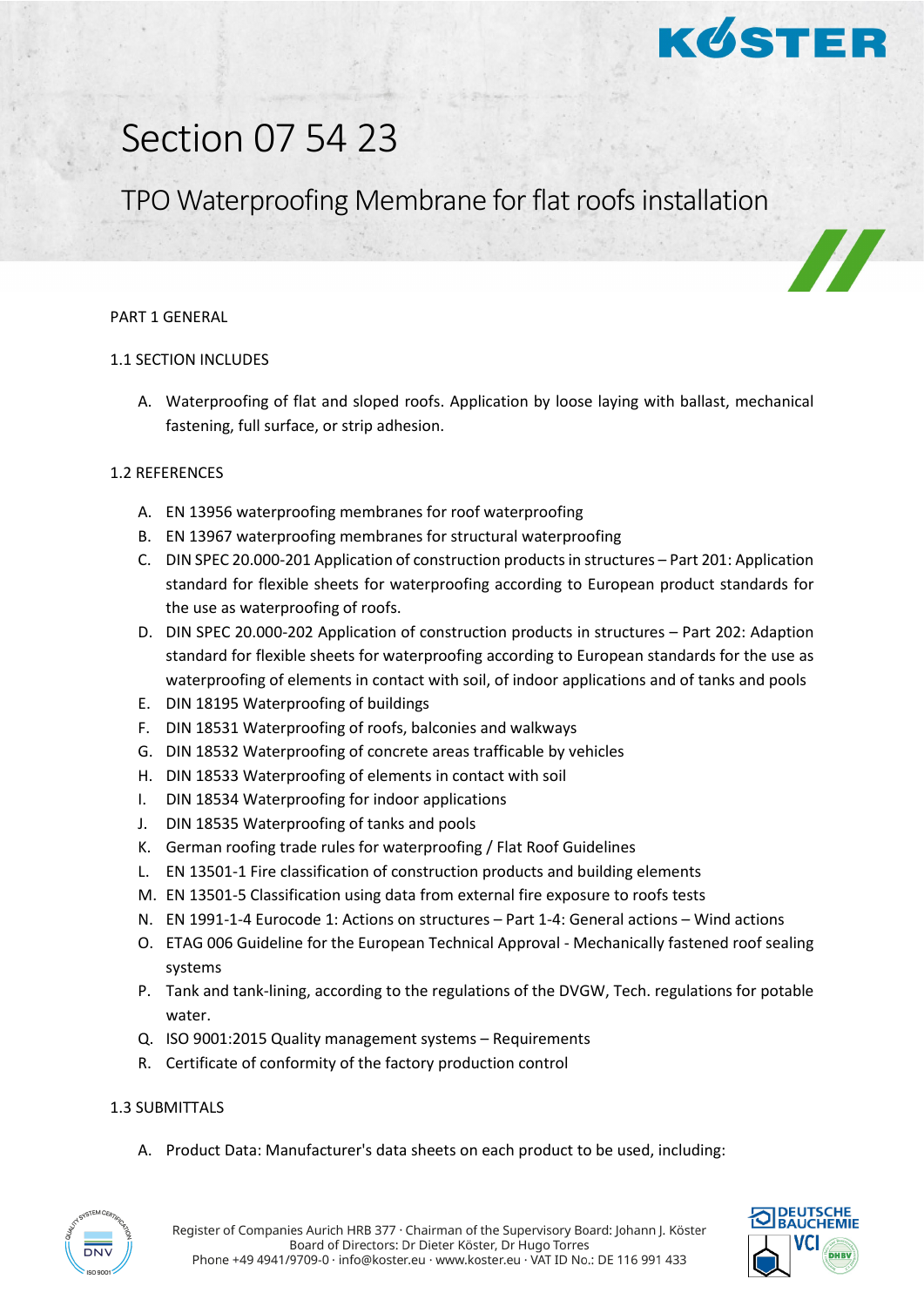# Section 07 54 23

## TPO Waterproofing Membrane for flat roofs installation

PART 1 GENERAL

1.1 SECTION INCLUDES

A. Waterproofing of flat and sloped roofs. Application by loose laying with ballast, mechanical fastening, full surface, or strip adhesion.

1.2 REFERENCES

A. EN 13956 waterproofing membranes for roof waterproofing
B. EN 13967 waterproofing membranes for structural waterproofing
C. DIN SPEC 20.000-201 Application of construction products in structures – Part 201: Application standard for flexible sheets for waterproofing according to European product standards for the use as waterproofing of roofs.
D. DIN SPEC 20.000-202 Application of construction products in structures – Part 202: Adaption standard for flexible sheets for waterproofing according to European standards for the use as waterproofing of elements in contact with soil, of indoor applications and of tanks and pools
E. DIN 18195 Waterproofing of buildings
F. DIN 18531 Waterproofing of roofs, balconies and walkways
G. DIN 18532 Waterproofing of concrete areas trafficable by vehicles
H. DIN 18533 Waterproofing of elements in contact with soil
I. DIN 18534 Waterproofing for indoor applications
J. DIN 18535 Waterproofing of tanks and pools
K. German roofing trade rules for waterproofing / Flat Roof Guidelines
L. EN 13501-1 Fire classification of construction products and building elements
M. EN 13501-5 Classification using data from external fire exposure to roofs tests
N. EN 1991-1-4 Eurocode 1: Actions on structures – Part 1-4: General actions – Wind actions
O. ETAG 006 Guideline for the European Technical Approval - Mechanically fastened roof sealing systems
P. Tank and tank-lining, according to the regulations of the DVGW, Tech. regulations for potable water.
Q. ISO 9001:2015 Quality management systems – Requirements
R. Certificate of conformity of the factory production control

1.3 SUBMITTALS

A. Product Data: Manufacturer's data sheets on each product to be used, including: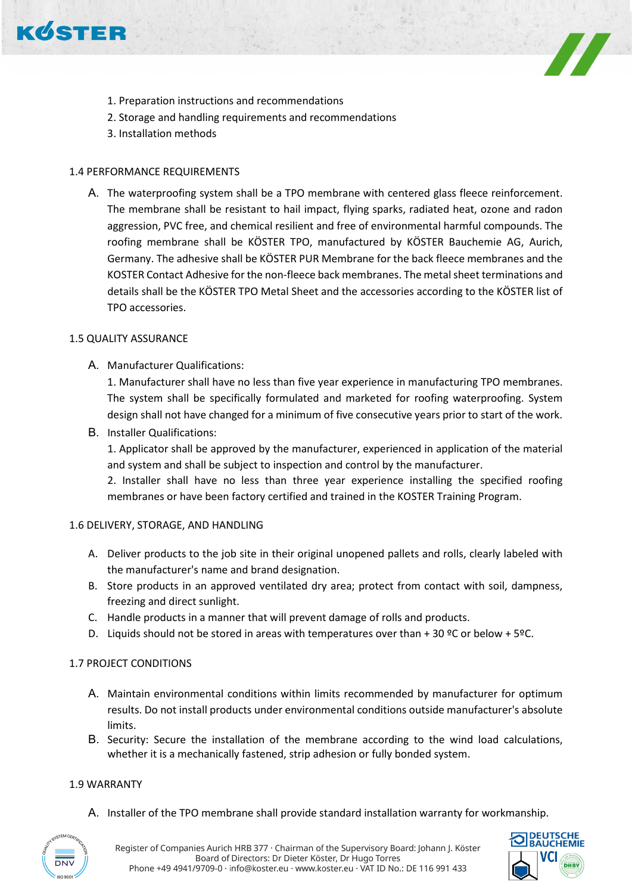1. Preparation instructions and recommendations
2. Storage and handling requirements and recommendations
3. Installation methods

## 1.4 PERFORMANCE REQUIREMENTS

A. The waterproofing system shall be a TPO membrane with centered glass fleece reinforcement. The membrane shall be resistant to hail impact, flying sparks, radiated heat, ozone and radon aggression, PVC free, and chemical resilient and free of environmental harmful compounds. The roofing membrane shall be KÖSTER TPO, manufactured by KÖSTER Bauchemie AG, Aurich, Germany. The adhesive shall be KÖSTER PUR Membrane for the back fleece membranes and the KOSTER Contact Adhesive for the non-fleece back membranes. The metal sheet terminations and details shall be the KÖSTER TPO Metal Sheet and the accessories according to the KÖSTER list of TPO accessories.

## 1.5 QUALITY ASSURANCE

A. Manufacturer Qualifications:

1. Manufacturer shall have no less than five year experience in manufacturing TPO membranes. The system shall be specifically formulated and marketed for roofing waterproofing. System design shall not have changed for a minimum of five consecutive years prior to start of the work.

B. Installer Qualifications:

1. Applicator shall be approved by the manufacturer, experienced in application of the material and system and shall be subject to inspection and control by the manufacturer.
2. Installer shall have no less than three year experience installing the specified roofing membranes or have been factory certified and trained in the KOSTER Training Program.

## 1.6 DELIVERY, STORAGE, AND HANDLING

A. Deliver products to the job site in their original unopened pallets and rolls, clearly labeled with the manufacturer's name and brand designation.

B. Store products in an approved ventilated dry area; protect from contact with soil, dampness, freezing and direct sunlight.

C. Handle products in a manner that will prevent damage of rolls and products.

D. Liquids should not be stored in areas with temperatures over than + 30 ºC or below + 5ºC.

## 1.7 PROJECT CONDITIONS

A. Maintain environmental conditions within limits recommended by manufacturer for optimum results. Do not install products under environmental conditions outside manufacturer's absolute limits.

B. Security: Secure the installation of the membrane according to the wind load calculations, whether it is a mechanically fastened, strip adhesion or fully bonded system.

## 1.9 WARRANTY

A. Installer of the TPO membrane shall provide standard installation warranty for workmanship.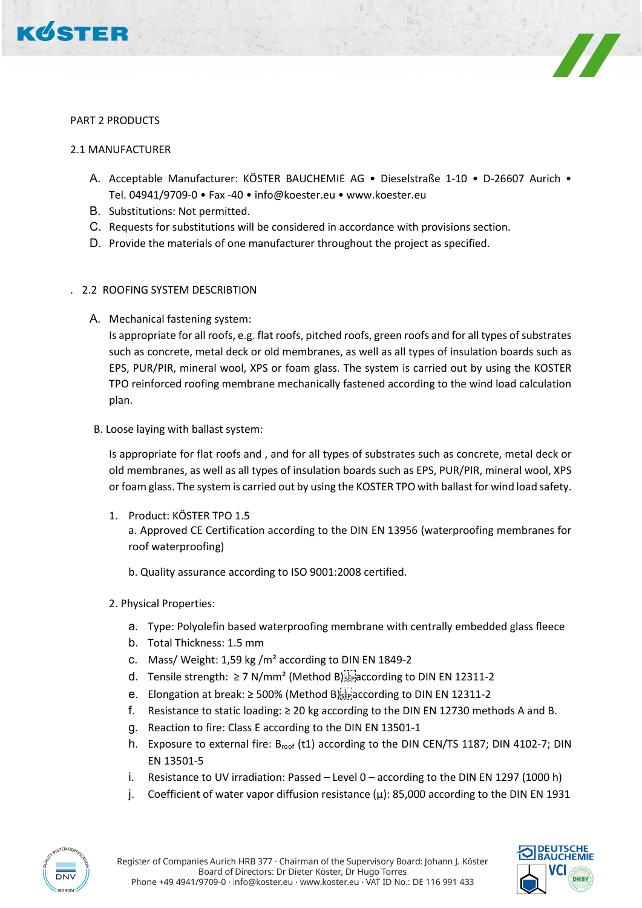PART 2 PRODUCTS

2.1 MANUFACTURER

A. Acceptable Manufacturer: KÖSTER BAUCHEMIE AG • Dieselstraße 1-10 • D-26607 Aurich • Tel. 04941/9709-0 • Fax -40 • info@koester.eu • www.koester.eu
B. Substitutions: Not permitted.
C. Requests for substitutions will be considered in accordance with provisions section.
D. Provide the materials of one manufacturer throughout the project as specified.

. 2.2 ROOFING SYSTEM DESCRIBTION

A. Mechanical fastening system:
Is appropriate for all roofs, e.g. flat roofs, pitched roofs, green roofs and for all types of substrates such as concrete, metal deck or old membranes, as well as all types of insulation boards such as EPS, PUR/PIR, mineral wool, XPS or foam glass. The system is carried out by using the KOSTER TPO reinforced roofing membrane mechanically fastened according to the wind load calculation plan.

B. Loose laying with ballast system:

Is appropriate for flat roofs and , and for all types of substrates such as concrete, metal deck or old membranes, as well as all types of insulation boards such as EPS, PUR/PIR, mineral wool, XPS or foam glass. The system is carried out by using the KOSTER TPO with ballast for wind load safety.

1. Product: KÖSTER TPO 1.5
   a. Approved CE Certification according to the DIN EN 13956 (waterproofing membranes for roof waterproofing)

   b. Quality assurance according to ISO 9001:2008 certified.

2. Physical Properties:

   a. Type: Polyolefin based waterproofing membrane with centrally embedded glass fleece
   b. Total Thickness: 1.5 mm
   c. Mass/ Weight: 1,59 kg /m² according to DIN EN 1849-2
   d. Tensile strength: ≥ 7 N/mm² (Method B) according to DIN EN 12311-2
   e. Elongation at break: ≥ 500% (Method B) according to DIN EN 12311-2
   f. Resistance to static loading: ≥ 20 kg according to the DIN EN 12730 methods A and B.
   g. Reaction to fire: Class E according to the DIN EN 13501-1
   h. Exposure to external fire: $B_{roof}$ (t1) according to the DIN CEN/TS 1187; DIN 4102-7; DIN EN 13501-5
   i. Resistance to UV irradiation: Passed – Level 0 – according to the DIN EN 1297 (1000 h)
   j. Coefficient of water vapor diffusion resistance (μ): 85,000 according to the DIN EN 1931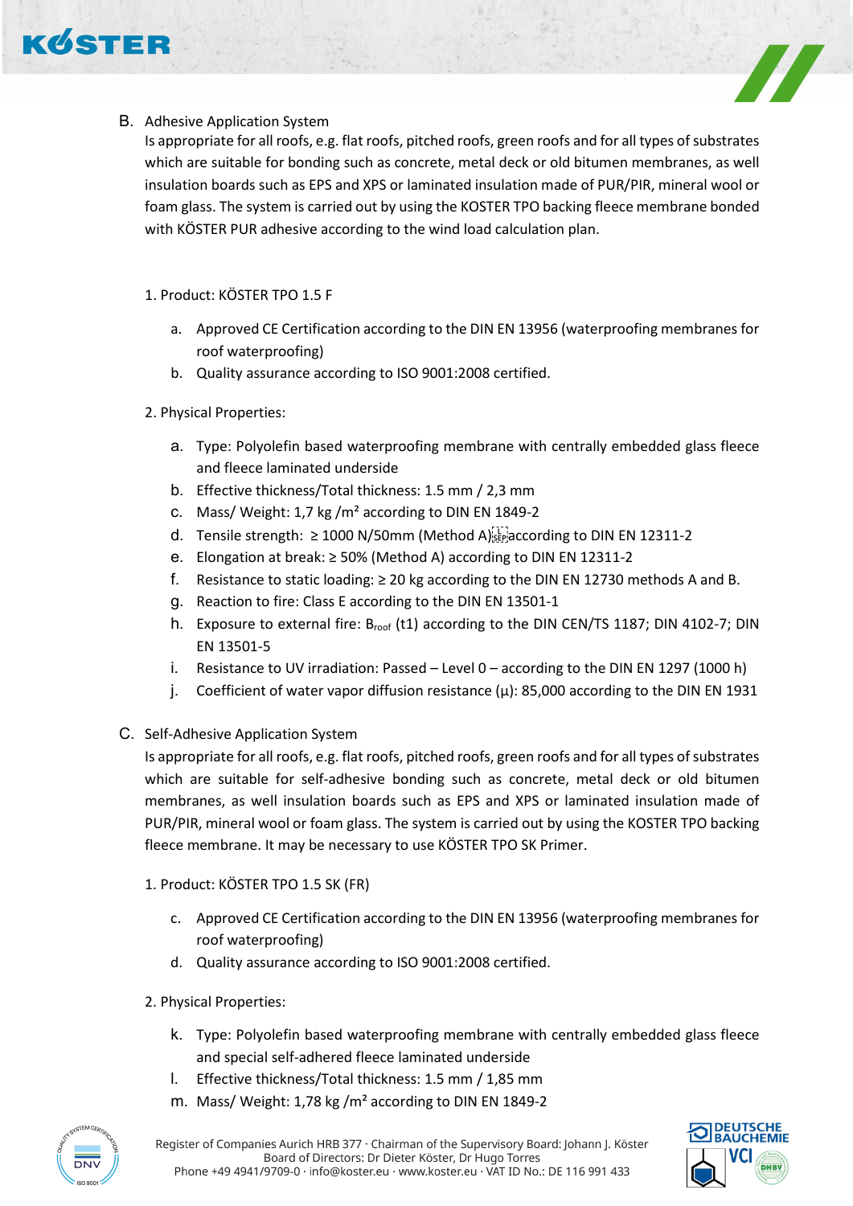B. Adhesive Application System

Is appropriate for all roofs, e.g. flat roofs, pitched roofs, green roofs and for all types of substrates which are suitable for bonding such as concrete, metal deck or old bitumen membranes, as well insulation boards such as EPS and XPS or laminated insulation made of PUR/PIR, mineral wool or foam glass. The system is carried out by using the KOSTER TPO backing fleece membrane bonded with KÖSTER PUR adhesive according to the wind load calculation plan.

1. Product: KÖSTER TPO 1.5 F

   a. Approved CE Certification according to the DIN EN 13956 (waterproofing membranes for roof waterproofing)
   b. Quality assurance according to ISO 9001:2008 certified.

2. Physical Properties:

   a. Type: Polyolefin based waterproofing membrane with centrally embedded glass fleece and fleece laminated underside
   b. Effective thickness/Total thickness: 1.5 mm / 2,3 mm
   c. Mass/ Weight: 1,7 kg /m² according to DIN EN 1849-2
   d. Tensile strength: ≥ 1000 N/50mm (Method A) according to DIN EN 12311-2
   e. Elongation at break: ≥ 50% (Method A) according to DIN EN 12311-2
   f. Resistance to static loading: ≥ 20 kg according to the DIN EN 12730 methods A and B.
   g. Reaction to fire: Class E according to the DIN EN 13501-1
   h. Exposure to external fire: $B_{roof}$ (t1) according to the DIN CEN/TS 1187; DIN 4102-7; DIN EN 13501-5
   i. Resistance to UV irradiation: Passed – Level 0 – according to the DIN EN 1297 (1000 h)
   j. Coefficient of water vapor diffusion resistance (μ): 85,000 according to the DIN EN 1931

C. Self-Adhesive Application System

Is appropriate for all roofs, e.g. flat roofs, pitched roofs, green roofs and for all types of substrates which are suitable for self-adhesive bonding such as concrete, metal deck or old bitumen membranes, as well insulation boards such as EPS and XPS or laminated insulation made of PUR/PIR, mineral wool or foam glass. The system is carried out by using the KOSTER TPO backing fleece membrane. It may be necessary to use KÖSTER TPO SK Primer.

1. Product: KÖSTER TPO 1.5 SK (FR)

   c. Approved CE Certification according to the DIN EN 13956 (waterproofing membranes for roof waterproofing)
   d. Quality assurance according to ISO 9001:2008 certified.

2. Physical Properties:

   k. Type: Polyolefin based waterproofing membrane with centrally embedded glass fleece and special self-adhered fleece laminated underside
   l. Effective thickness/Total thickness: 1.5 mm / 1,85 mm
   m. Mass/ Weight: 1,78 kg /m² according to DIN EN 1849-2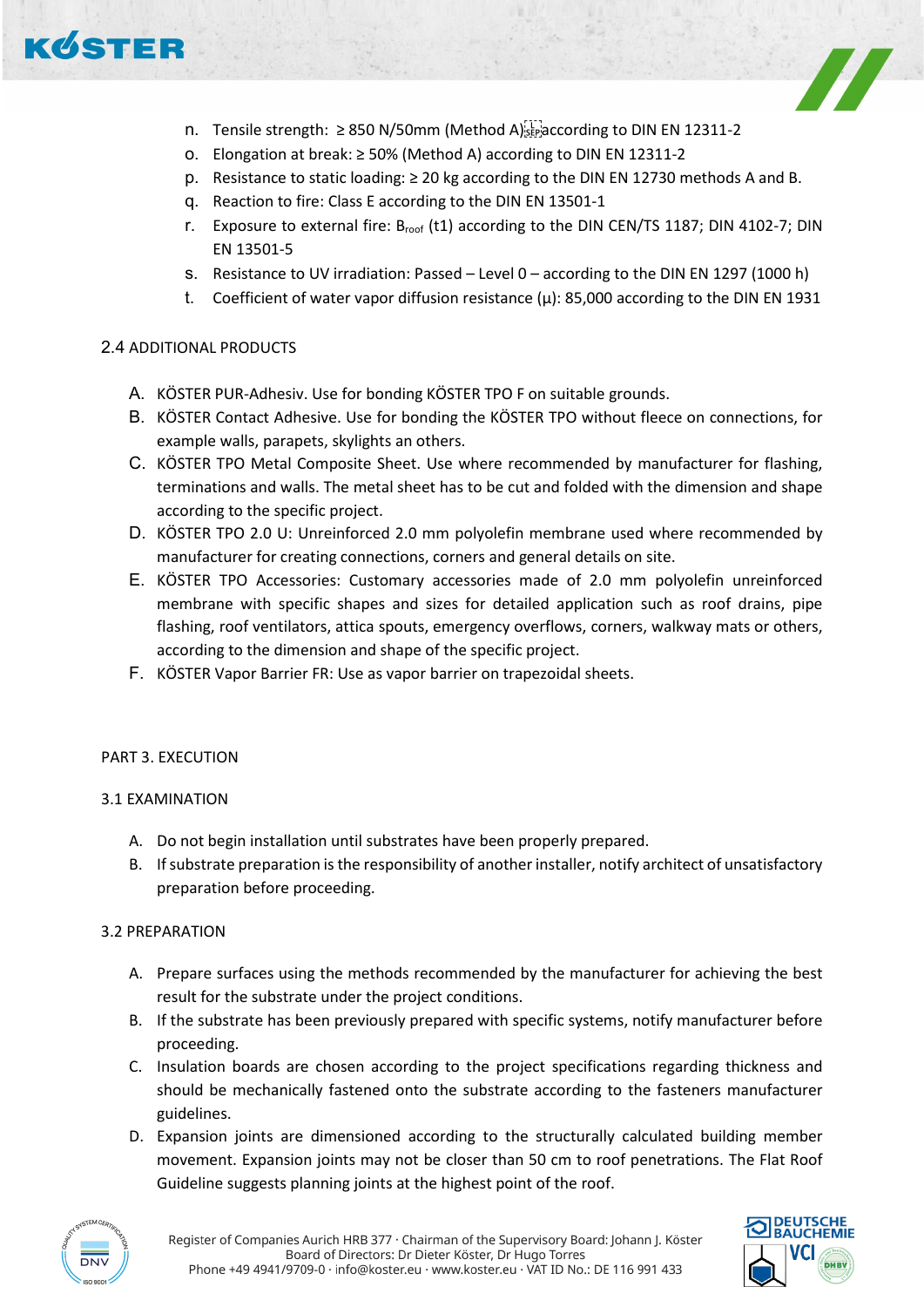n. Tensile strength: ≥ 850 N/50mm (Method A) according to DIN EN 12311-2
o. Elongation at break: ≥ 50% (Method A) according to DIN EN 12311-2
p. Resistance to static loading: ≥ 20 kg according to the DIN EN 12730 methods A and B.
q. Reaction to fire: Class E according to the DIN EN 13501-1
r. Exposure to external fire: $B_{roof}$ (t1) according to the DIN CEN/TS 1187; DIN 4102-7; DIN EN 13501-5
s. Resistance to UV irradiation: Passed – Level 0 – according to the DIN EN 1297 (1000 h)
t. Coefficient of water vapor diffusion resistance (μ): 85,000 according to the DIN EN 1931

### 2.4 ADDITIONAL PRODUCTS

A. KÖSTER PUR-Adhesiv. Use for bonding KÖSTER TPO F on suitable grounds.
B. KÖSTER Contact Adhesive. Use for bonding the KÖSTER TPO without fleece on connections, for example walls, parapets, skylights an others.
C. KÖSTER TPO Metal Composite Sheet. Use where recommended by manufacturer for flashing, terminations and walls. The metal sheet has to be cut and folded with the dimension and shape according to the specific project.
D. KÖSTER TPO 2.0 U: Unreinforced 2.0 mm polyolefin membrane used where recommended by manufacturer for creating connections, corners and general details on site.
E. KÖSTER TPO Accessories: Customary accessories made of 2.0 mm polyolefin unreinforced membrane with specific shapes and sizes for detailed application such as roof drains, pipe flashing, roof ventilators, attica spouts, emergency overflows, corners, walkway mats or others, according to the dimension and shape of the specific project.
F. KÖSTER Vapor Barrier FR: Use as vapor barrier on trapezoidal sheets.

## PART 3. EXECUTION

### 3.1 EXAMINATION

A. Do not begin installation until substrates have been properly prepared.
B. If substrate preparation is the responsibility of another installer, notify architect of unsatisfactory preparation before proceeding.

### 3.2 PREPARATION

A. Prepare surfaces using the methods recommended by the manufacturer for achieving the best result for the substrate under the project conditions.
B. If the substrate has been previously prepared with specific systems, notify manufacturer before proceeding.
C. Insulation boards are chosen according to the project specifications regarding thickness and should be mechanically fastened onto the substrate according to the fasteners manufacturer guidelines.
D. Expansion joints are dimensioned according to the structurally calculated building member movement. Expansion joints may not be closer than 50 cm to roof penetrations. The Flat Roof Guideline suggests planning joints at the highest point of the roof.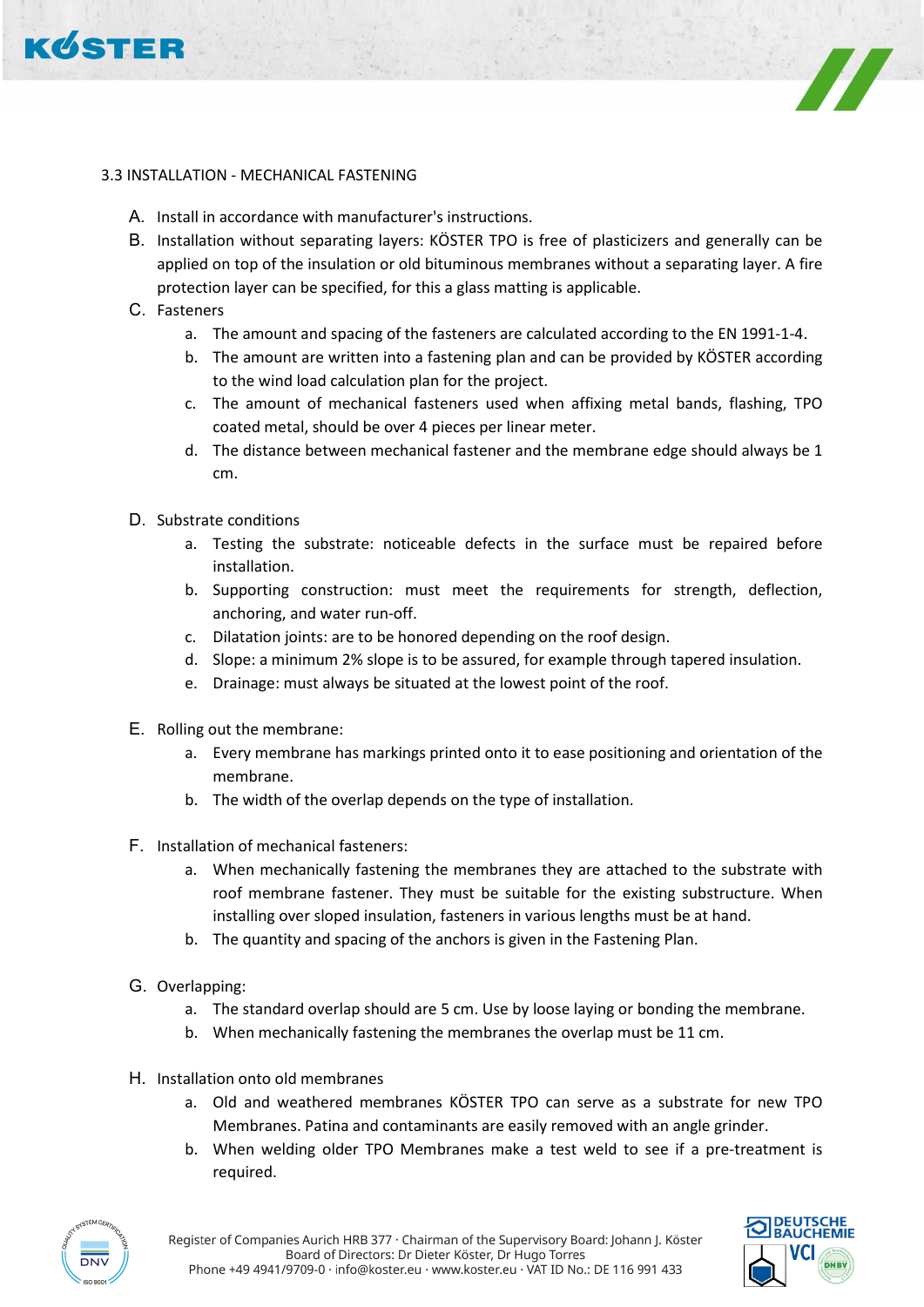3.3 INSTALLATION - MECHANICAL FASTENING

A. Install in accordance with manufacturer's instructions.

B. Installation without separating layers: KÖSTER TPO is free of plasticizers and generally can be applied on top of the insulation or old bituminous membranes without a separating layer. A fire protection layer can be specified, for this a glass matting is applicable.

C. Fasteners
   a. The amount and spacing of the fasteners are calculated according to the EN 1991-1-4.
   b. The amount are written into a fastening plan and can be provided by KÖSTER according to the wind load calculation plan for the project.
   c. The amount of mechanical fasteners used when affixing metal bands, flashing, TPO coated metal, should be over 4 pieces per linear meter.
   d. The distance between mechanical fastener and the membrane edge should always be 1 cm.

D. Substrate conditions
   a. Testing the substrate: noticeable defects in the surface must be repaired before installation.
   b. Supporting construction: must meet the requirements for strength, deflection, anchoring, and water run-off.
   c. Dilatation joints: are to be honored depending on the roof design.
   d. Slope: a minimum 2% slope is to be assured, for example through tapered insulation.
   e. Drainage: must always be situated at the lowest point of the roof.

E. Rolling out the membrane:
   a. Every membrane has markings printed onto it to ease positioning and orientation of the membrane.
   b. The width of the overlap depends on the type of installation.

F. Installation of mechanical fasteners:
   a. When mechanically fastening the membranes they are attached to the substrate with roof membrane fastener. They must be suitable for the existing substructure. When installing over sloped insulation, fasteners in various lengths must be at hand.
   b. The quantity and spacing of the anchors is given in the Fastening Plan.

G. Overlapping:
   a. The standard overlap should are 5 cm. Use by loose laying or bonding the membrane.
   b. When mechanically fastening the membranes the overlap must be 11 cm.

H. Installation onto old membranes
   a. Old and weathered membranes KÖSTER TPO can serve as a substrate for new TPO Membranes. Patina and contaminants are easily removed with an angle grinder.
   b. When welding older TPO Membranes make a test weld to see if a pre-treatment is required.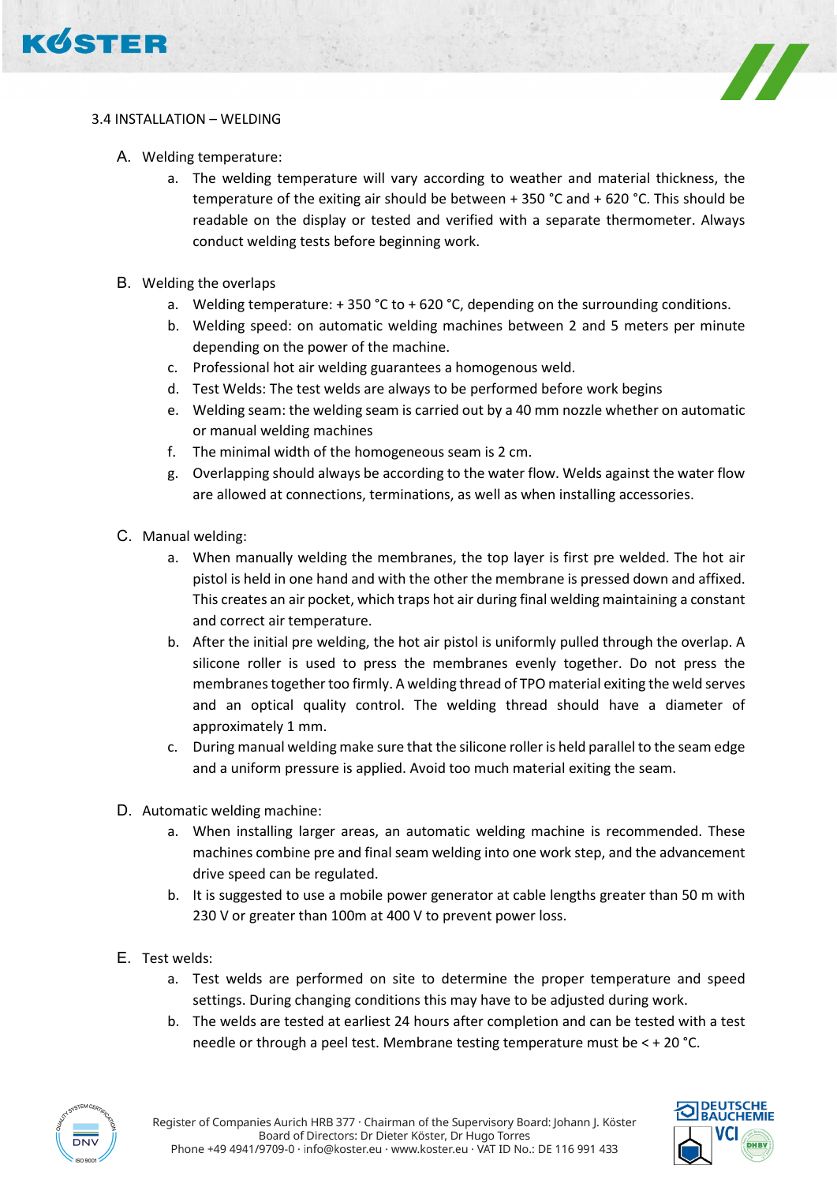## 3.4 INSTALLATION – WELDING

A. Welding temperature:

   a. The welding temperature will vary according to weather and material thickness, the temperature of the exiting air should be between + 350 °C and + 620 °C. This should be readable on the display or tested and verified with a separate thermometer. Always conduct welding tests before beginning work.

B. Welding the overlaps

   a. Welding temperature: + 350 °C to + 620 °C, depending on the surrounding conditions.
   b. Welding speed: on automatic welding machines between 2 and 5 meters per minute depending on the power of the machine.
   c. Professional hot air welding guarantees a homogenous weld.
   d. Test Welds: The test welds are always to be performed before work begins
   e. Welding seam: the welding seam is carried out by a 40 mm nozzle whether on automatic or manual welding machines
   f. The minimal width of the homogeneous seam is 2 cm.
   g. Overlapping should always be according to the water flow. Welds against the water flow are allowed at connections, terminations, as well as when installing accessories.

C. Manual welding:

   a. When manually welding the membranes, the top layer is first pre welded. The hot air pistol is held in one hand and with the other the membrane is pressed down and affixed. This creates an air pocket, which traps hot air during final welding maintaining a constant and correct air temperature.
   b. After the initial pre welding, the hot air pistol is uniformly pulled through the overlap. A silicone roller is used to press the membranes evenly together. Do not press the membranes together too firmly. A welding thread of TPO material exiting the weld serves and an optical quality control. The welding thread should have a diameter of approximately 1 mm.
   c. During manual welding make sure that the silicone roller is held parallel to the seam edge and a uniform pressure is applied. Avoid too much material exiting the seam.

D. Automatic welding machine:

   a. When installing larger areas, an automatic welding machine is recommended. These machines combine pre and final seam welding into one work step, and the advancement drive speed can be regulated.
   b. It is suggested to use a mobile power generator at cable lengths greater than 50 m with 230 V or greater than 100m at 400 V to prevent power loss.

E. Test welds:

   a. Test welds are performed on site to determine the proper temperature and speed settings. During changing conditions this may have to be adjusted during work.
   b. The welds are tested at earliest 24 hours after completion and can be tested with a test needle or through a peel test. Membrane testing temperature must be < + 20 °C.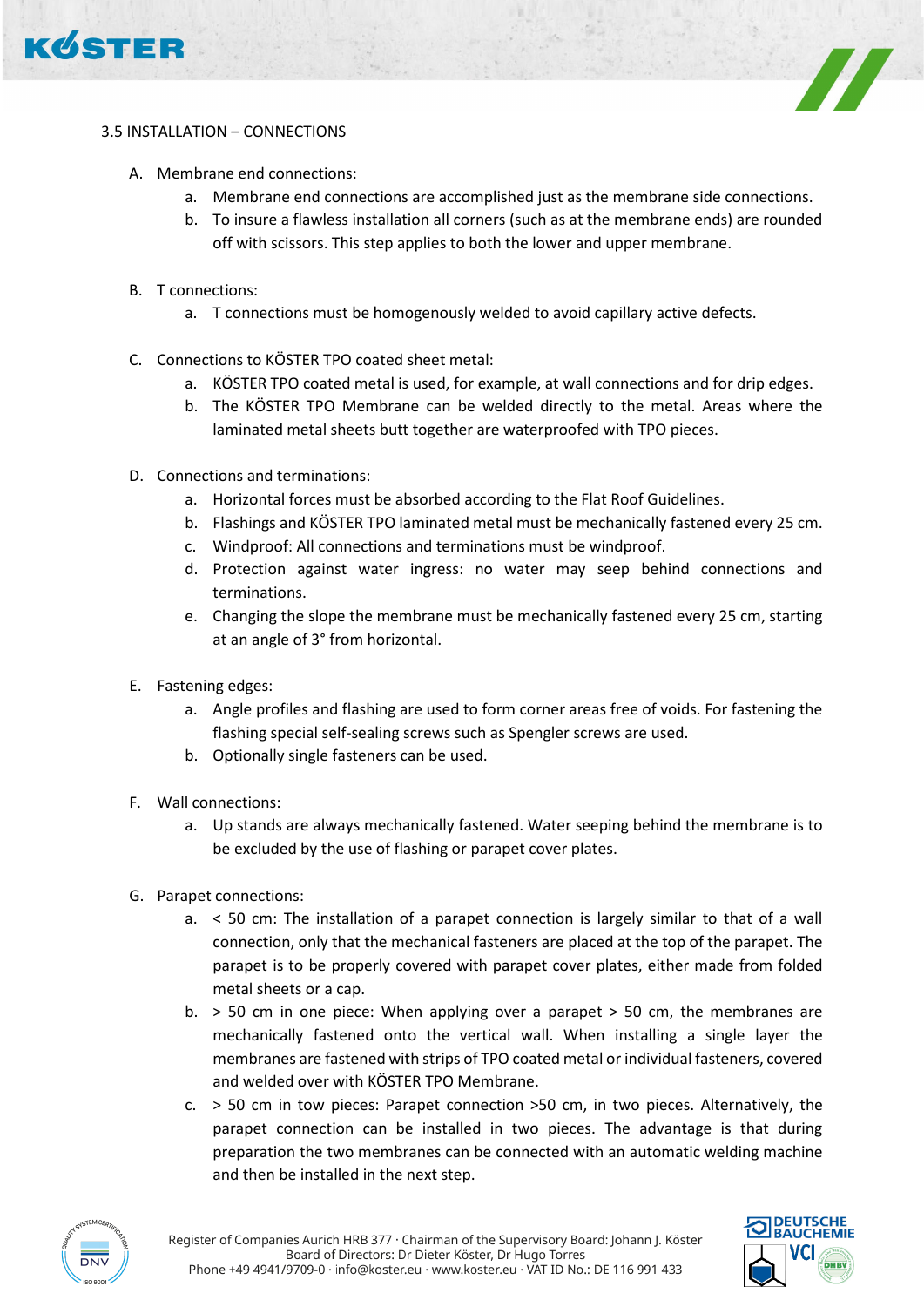### 3.5 INSTALLATION – CONNECTIONS

A. Membrane end connections:
   a. Membrane end connections are accomplished just as the membrane side connections.
   b. To insure a flawless installation all corners (such as at the membrane ends) are rounded off with scissors. This step applies to both the lower and upper membrane.

B. T connections:
   a. T connections must be homogenously welded to avoid capillary active defects.

C. Connections to KÖSTER TPO coated sheet metal:
   a. KÖSTER TPO coated metal is used, for example, at wall connections and for drip edges.
   b. The KÖSTER TPO Membrane can be welded directly to the metal. Areas where the laminated metal sheets butt together are waterproofed with TPO pieces.

D. Connections and terminations:
   a. Horizontal forces must be absorbed according to the Flat Roof Guidelines.
   b. Flashings and KÖSTER TPO laminated metal must be mechanically fastened every 25 cm.
   c. Windproof: All connections and terminations must be windproof.
   d. Protection against water ingress: no water may seep behind connections and terminations.
   e. Changing the slope the membrane must be mechanically fastened every 25 cm, starting at an angle of 3° from horizontal.

E. Fastening edges:
   a. Angle profiles and flashing are used to form corner areas free of voids. For fastening the flashing special self-sealing screws such as Spengler screws are used.
   b. Optionally single fasteners can be used.

F. Wall connections:
   a. Up stands are always mechanically fastened. Water seeping behind the membrane is to be excluded by the use of flashing or parapet cover plates.

G. Parapet connections:
   a. < 50 cm: The installation of a parapet connection is largely similar to that of a wall connection, only that the mechanical fasteners are placed at the top of the parapet. The parapet is to be properly covered with parapet cover plates, either made from folded metal sheets or a cap.
   b. > 50 cm in one piece: When applying over a parapet > 50 cm, the membranes are mechanically fastened onto the vertical wall. When installing a single layer the membranes are fastened with strips of TPO coated metal or individual fasteners, covered and welded over with KÖSTER TPO Membrane.
   c. > 50 cm in tow pieces: Parapet connection >50 cm, in two pieces. Alternatively, the parapet connection can be installed in two pieces. The advantage is that during preparation the two membranes can be connected with an automatic welding machine and then be installed in the next step.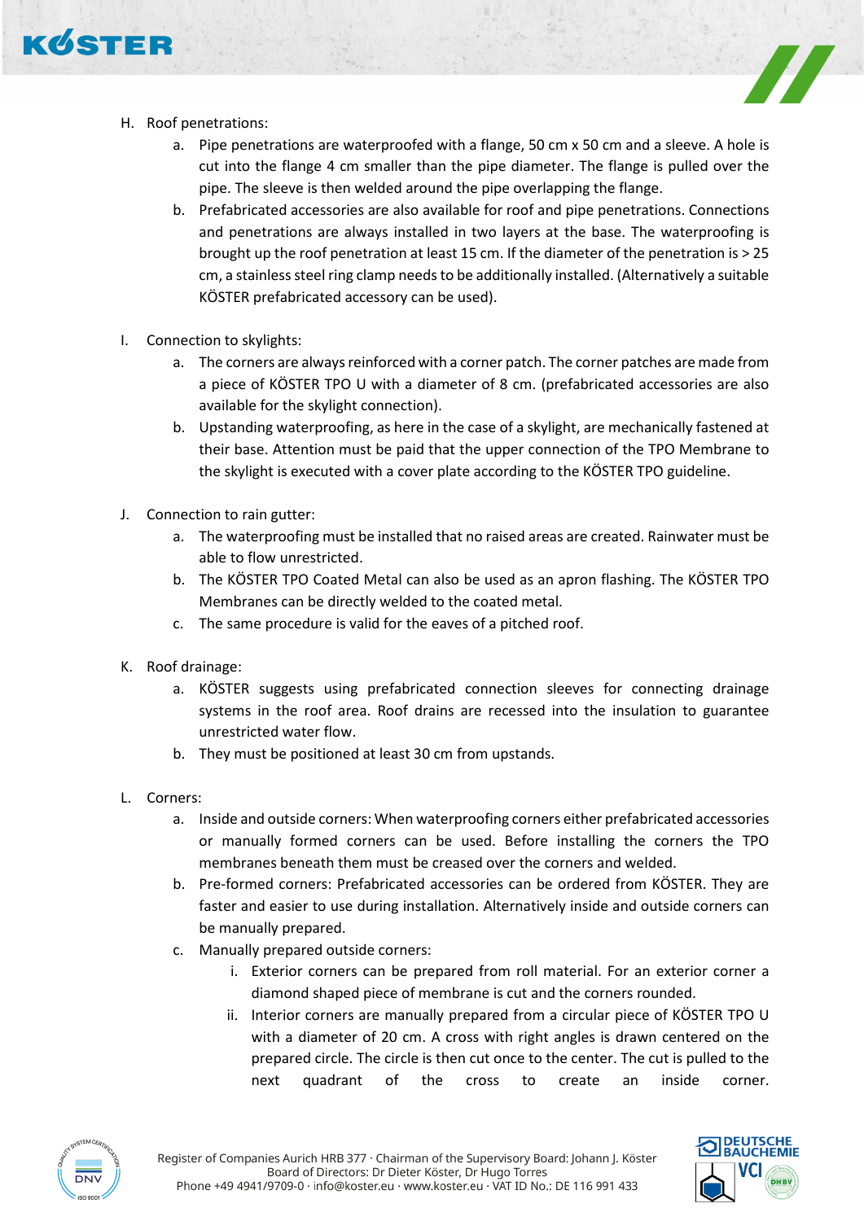H. Roof penetrations:
   a. Pipe penetrations are waterproofed with a flange, 50 cm x 50 cm and a sleeve. A hole is cut into the flange 4 cm smaller than the pipe diameter. The flange is pulled over the pipe. The sleeve is then welded around the pipe overlapping the flange.
   b. Prefabricated accessories are also available for roof and pipe penetrations. Connections and penetrations are always installed in two layers at the base. The waterproofing is brought up the roof penetration at least 15 cm. If the diameter of the penetration is > 25 cm, a stainless steel ring clamp needs to be additionally installed. (Alternatively a suitable KÖSTER prefabricated accessory can be used).

I. Connection to skylights:
   a. The corners are always reinforced with a corner patch. The corner patches are made from a piece of KÖSTER TPO U with a diameter of 8 cm. (prefabricated accessories are also available for the skylight connection).
   b. Upstanding waterproofing, as here in the case of a skylight, are mechanically fastened at their base. Attention must be paid that the upper connection of the TPO Membrane to the skylight is executed with a cover plate according to the KÖSTER TPO guideline.

J. Connection to rain gutter:
   a. The waterproofing must be installed that no raised areas are created. Rainwater must be able to flow unrestricted.
   b. The KÖSTER TPO Coated Metal can also be used as an apron flashing. The KÖSTER TPO Membranes can be directly welded to the coated metal.
   c. The same procedure is valid for the eaves of a pitched roof.

K. Roof drainage:
   a. KÖSTER suggests using prefabricated connection sleeves for connecting drainage systems in the roof area. Roof drains are recessed into the insulation to guarantee unrestricted water flow.
   b. They must be positioned at least 30 cm from upstands.

L. Corners:
   a. Inside and outside corners: When waterproofing corners either prefabricated accessories or manually formed corners can be used. Before installing the corners the TPO membranes beneath them must be creased over the corners and welded.
   b. Pre-formed corners: Prefabricated accessories can be ordered from KÖSTER. They are faster and easier to use during installation. Alternatively inside and outside corners can be manually prepared.
   c. Manually prepared outside corners:
      i. Exterior corners can be prepared from roll material. For an exterior corner a diamond shaped piece of membrane is cut and the corners rounded.
      ii. Interior corners are manually prepared from a circular piece of KÖSTER TPO U with a diameter of 20 cm. A cross with right angles is drawn centered on the prepared circle. The circle is then cut once to the center. The cut is pulled to the next quadrant of the cross to create an inside corner.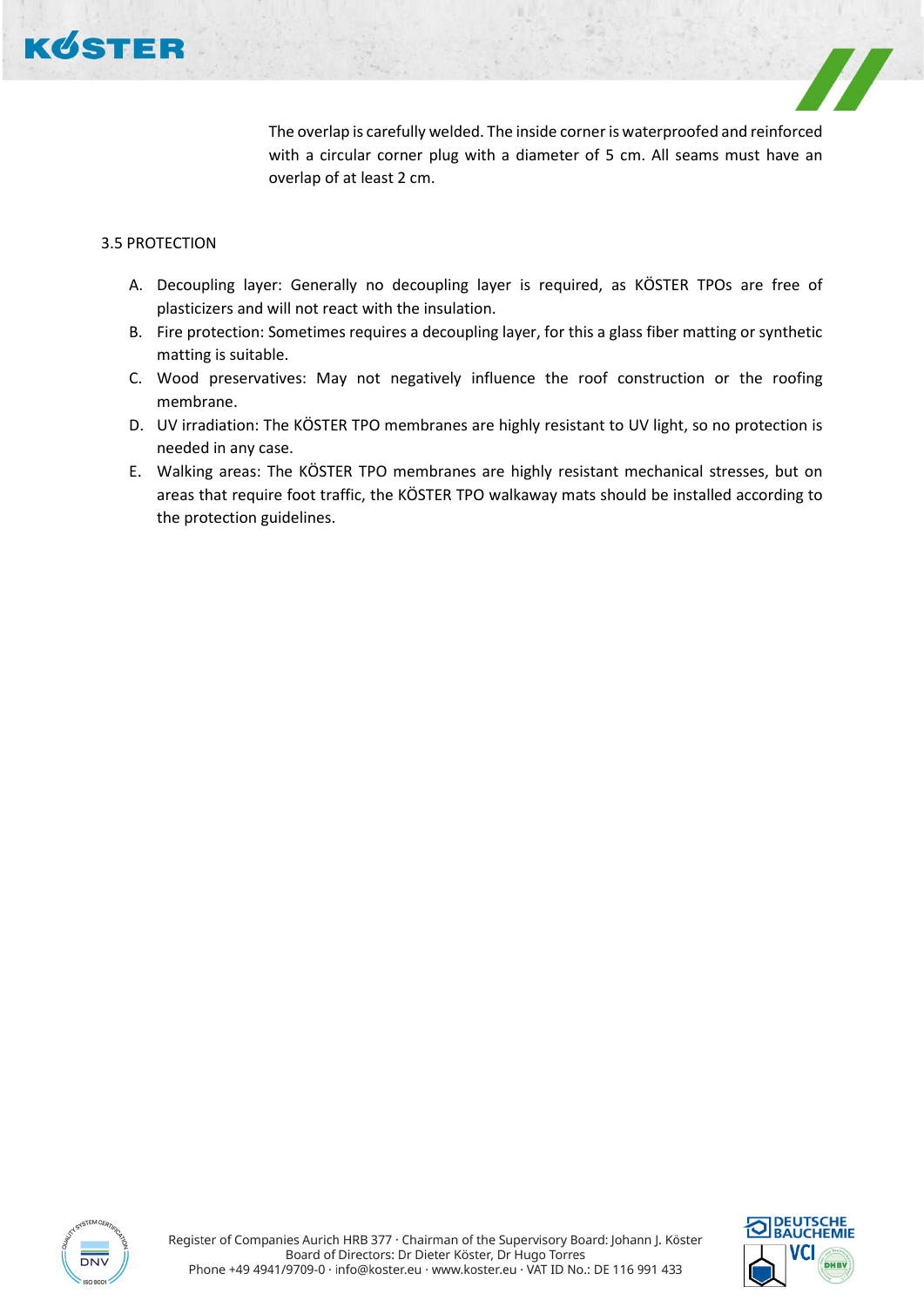The overlap is carefully welded. The inside corner is waterproofed and reinforced with a circular corner plug with a diameter of 5 cm. All seams must have an overlap of at least 2 cm.

3.5 PROTECTION

A. Decoupling layer: Generally no decoupling layer is required, as KÖSTER TPOs are free of plasticizers and will not react with the insulation.
B. Fire protection: Sometimes requires a decoupling layer, for this a glass fiber matting or synthetic matting is suitable.
C. Wood preservatives: May not negatively influence the roof construction or the roofing membrane.
D. UV irradiation: The KÖSTER TPO membranes are highly resistant to UV light, so no protection is needed in any case.
E. Walking areas: The KÖSTER TPO membranes are highly resistant mechanical stresses, but on areas that require foot traffic, the KÖSTER TPO walkaway mats should be installed according to the protection guidelines.